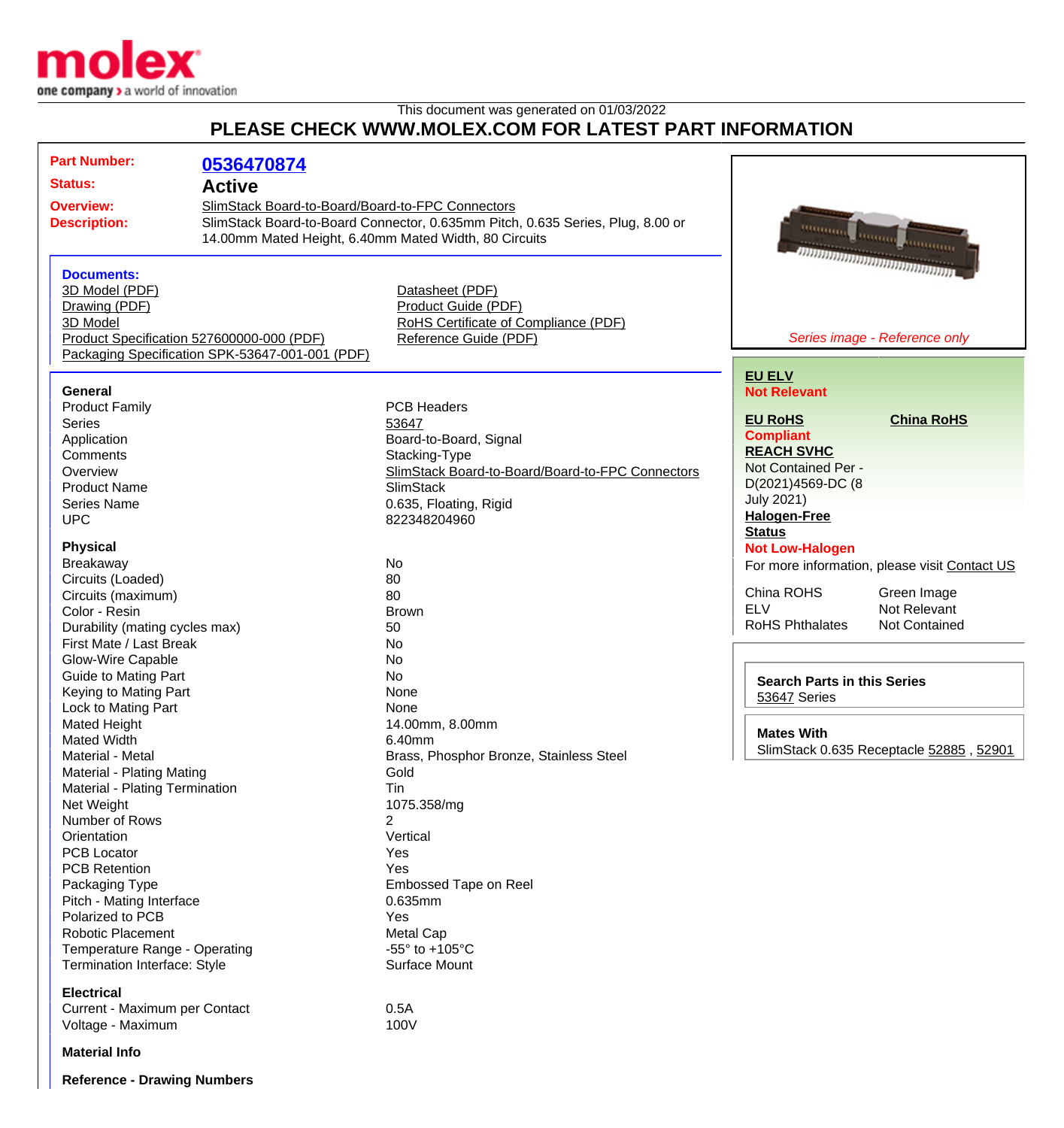This document was generated on 01/03/2022

# PLEASE CHECK WWW.MOLEX.COM FOR LATEST PART INFORMATION

| | |
|---|---|
| **Part Number:** | **0536470874** |
| **Status:** | **Active** |
| **Overview:** | SlimStack Board-to-Board/Board-to-FPC Connectors |
| **Description:** | SlimStack Board-to-Board Connector, 0.635mm Pitch, 0.635 Series, Plug, 8.00 or 14.00mm Mated Height, 6.40mm Mated Width, 80 Circuits |

**Documents:**

- 3D Model (PDF)
- Drawing (PDF)
- 3D Model
- Product Specification 527600000-000 (PDF)
- Packaging Specification SPK-53647-001-001 (PDF)
- Datasheet (PDF)
- Product Guide (PDF)
- RoHS Certificate of Compliance (PDF)
- Reference Guide (PDF)

*Series image - Reference only*

**EU ELV**
**Not Relevant**

**EU RoHS**
**Compliant**

**China RoHS**

**REACH SVHC**
Not Contained Per - D(2021)4569-DC (8 July 2021)

**Halogen-Free Status**
**Not Low-Halogen**

For more information, please visit Contact US

| | |
|---|---|
| China ROHS | Green Image |
| ELV | Not Relevant |
| RoHS Phthalates | Not Contained |

**Search Parts in this Series**
53647 Series

**Mates With**
SlimStack 0.635 Receptacle 52885 , 52901

### General

| | |
|---|---|
| Product Family | PCB Headers |
| Series | 53647 |
| Application | Board-to-Board, Signal |
| Comments | Stacking-Type |
| Overview | SlimStack Board-to-Board/Board-to-FPC Connectors |
| Product Name | SlimStack |
| Series Name | 0.635, Floating, Rigid |
| UPC | 822348204960 |

### Physical

| | |
|---|---|
| Breakaway | No |
| Circuits (Loaded) | 80 |
| Circuits (maximum) | 80 |
| Color - Resin | Brown |
| Durability (mating cycles max) | 50 |
| First Mate / Last Break | No |
| Glow-Wire Capable | No |
| Guide to Mating Part | No |
| Keying to Mating Part | None |
| Lock to Mating Part | None |
| Mated Height | 14.00mm, 8.00mm |
| Mated Width | 6.40mm |
| Material - Metal | Brass, Phosphor Bronze, Stainless Steel |
| Material - Plating Mating | Gold |
| Material - Plating Termination | Tin |
| Net Weight | 1075.358/mg |
| Number of Rows | 2 |
| Orientation | Vertical |
| PCB Locator | Yes |
| PCB Retention | Yes |
| Packaging Type | Embossed Tape on Reel |
| Pitch - Mating Interface | 0.635mm |
| Polarized to PCB | Yes |
| Robotic Placement | Metal Cap |
| Temperature Range - Operating | -55° to +105°C |
| Termination Interface: Style | Surface Mount |

### Electrical

| | |
|---|---|
| Current - Maximum per Contact | 0.5A |
| Voltage - Maximum | 100V |

### Material Info

### Reference - Drawing Numbers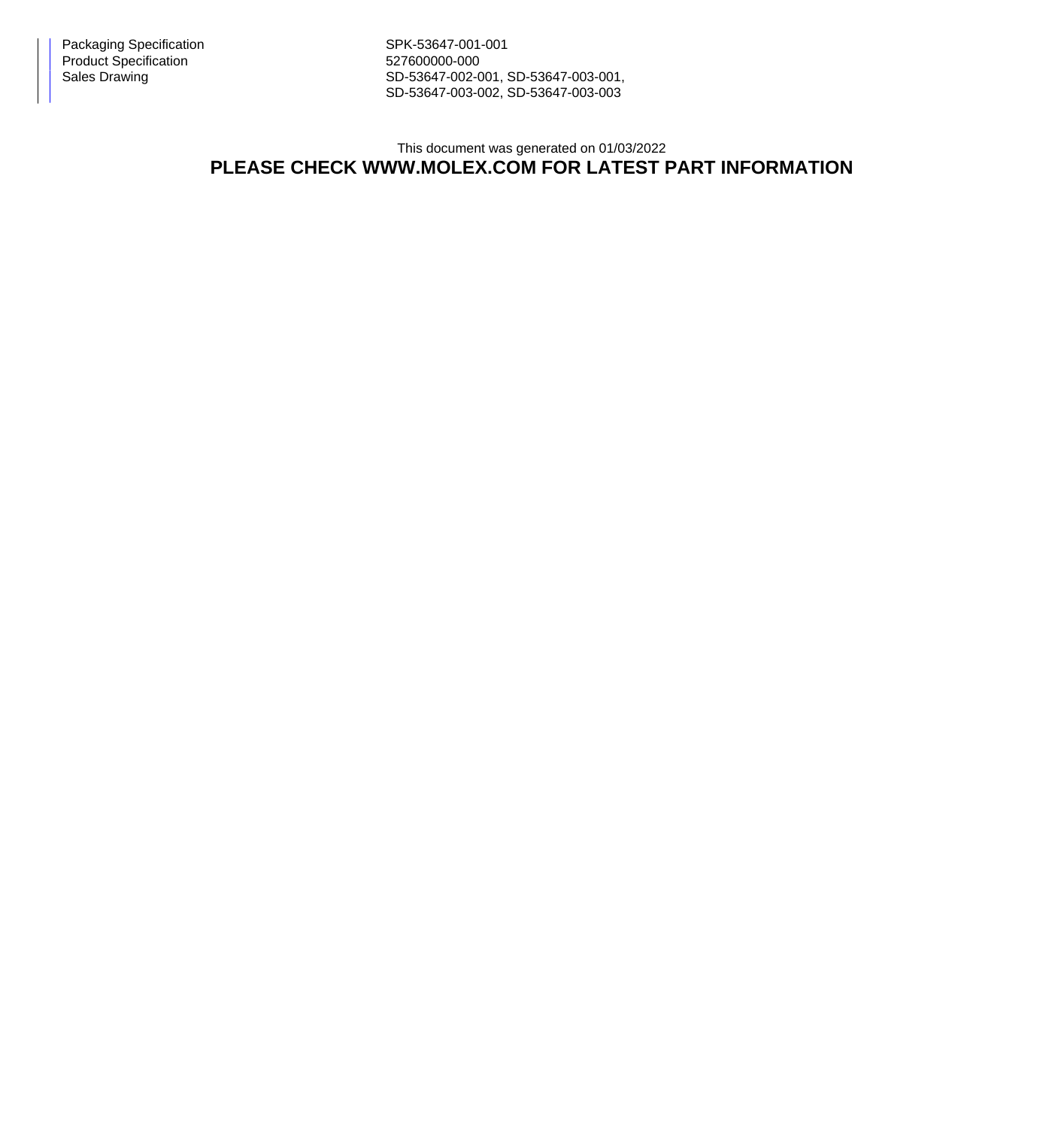| | |
|---|---|
| Packaging Specification | SPK-53647-001-001 |
| Product Specification | 527600000-000 |
| Sales Drawing | SD-53647-002-001, SD-53647-003-001, SD-53647-003-002, SD-53647-003-003 |

This document was generated on 01/03/2022

**PLEASE CHECK WWW.MOLEX.COM FOR LATEST PART INFORMATION**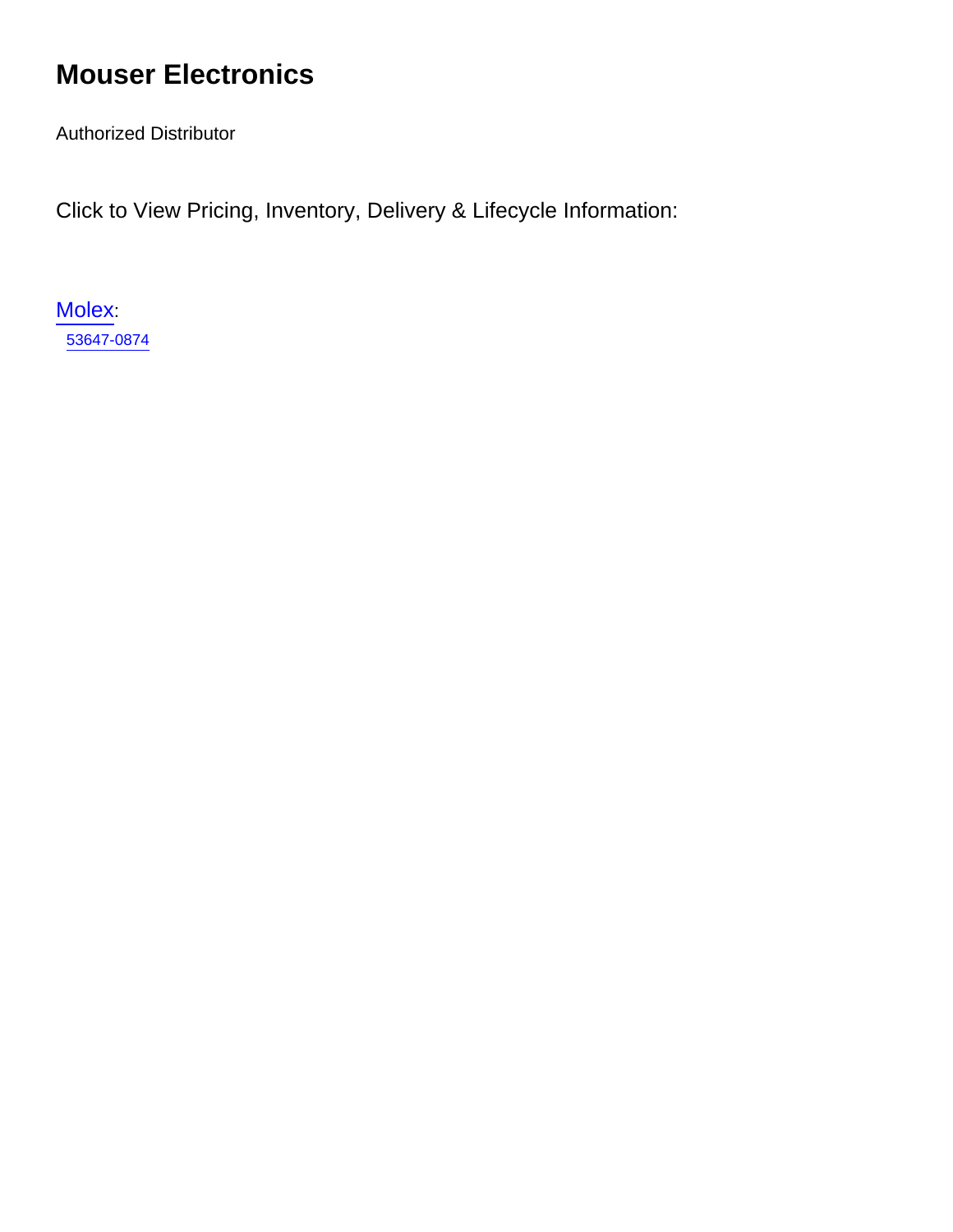# Mouser Electronics

Authorized Distributor

Click to View Pricing, Inventory, Delivery & Lifecycle Information:

Molex:

53647-0874